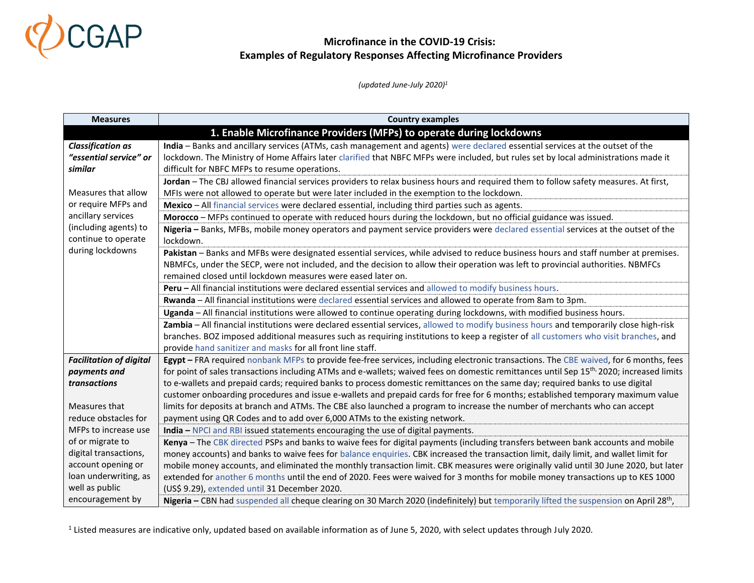# Microfinance in the COVID-19 Crisis: Examples of Regulatory Responses Affecting Microfinance Providers

*(updated June-July 2020)*[1]

| Measures | Country examples |
|---|---|
| | **1. Enable Microfinance Providers (MFPs) to operate during lockdowns** |
| ***Classification as "essential service" or similar*** <br><br> Measures that allow or require MFPs and ancillary services (including agents) to continue to operate during lockdowns | **India** – Banks and ancillary services (ATMs, cash management and agents) were declared essential services at the outset of the lockdown. The Ministry of Home Affairs later clarified that NBFC MFPs were included, but rules set by local administrations made it difficult for NBFC MFPs to resume operations. |
| | **Jordan** – The CBJ allowed financial services providers to relax business hours and required them to follow safety measures. At first, MFIs were not allowed to operate but were later included in the exemption to the lockdown. |
| | **Mexico** – All financial services were declared essential, including third parties such as agents. |
| | **Morocco** – MFPs continued to operate with reduced hours during the lockdown, but no official guidance was issued. |
| | **Nigeria –** Banks, MFBs, mobile money operators and payment service providers were declared essential services at the outset of the lockdown. |
| | **Pakistan** – Banks and MFBs were designated essential services, while advised to reduce business hours and staff number at premises. NBMFCs, under the SECP, were not included, and the decision to allow their operation was left to provincial authorities. NBMFCs remained closed until lockdown measures were eased later on. |
| | **Peru –** All financial institutions were declared essential services and allowed to modify business hours. |
| | **Rwanda** – All financial institutions were declared essential services and allowed to operate from 8am to 3pm. |
| | **Uganda** – All financial institutions were allowed to continue operating during lockdowns, with modified business hours. |
| | **Zambia** – All financial institutions were declared essential services, allowed to modify business hours and temporarily close high-risk branches. BOZ imposed additional measures such as requiring institutions to keep a register of all customers who visit branches, and provide hand sanitizer and masks for all front line staff. |
| ***Facilitation of digital payments and transactions*** <br><br> Measures that reduce obstacles for MFPs to increase use of or migrate to digital transactions, account opening or loan underwriting, as well as public encouragement by | **Egypt –** FRA required nonbank MFPs to provide fee-free services, including electronic transactions. The CBE waived, for 6 months, fees for point of sales transactions including ATMs and e-wallets; waived fees on domestic remittances until Sep 15th, 2020; increased limits to e-wallets and prepaid cards; required banks to process domestic remittances on the same day; required banks to use digital customer onboarding procedures and issue e-wallets and prepaid cards for free for 6 months; established temporary maximum value limits for deposits at branch and ATMs. The CBE also launched a program to increase the number of merchants who can accept payment using QR Codes and to add over 6,000 ATMs to the existing network. |
| | **India –** NPCI and RBI issued statements encouraging the use of digital payments. |
| | **Kenya** – The CBK directed PSPs and banks to waive fees for digital payments (including transfers between bank accounts and mobile money accounts) and banks to waive fees for balance enquiries. CBK increased the transaction limit, daily limit, and wallet limit for mobile money accounts, and eliminated the monthly transaction limit. CBK measures were originally valid until 30 June 2020, but later extended for another 6 months until the end of 2020. Fees were waived for 3 months for mobile money transactions up to KES 1000 (US$ 9.29), extended until 31 December 2020. |
| | **Nigeria –** CBN had suspended all cheque clearing on 30 March 2020 (indefinitely) but temporarily lifted the suspension on April 28th, |

[1] Listed measures are indicative only, updated based on available information as of June 5, 2020, with select updates through July 2020.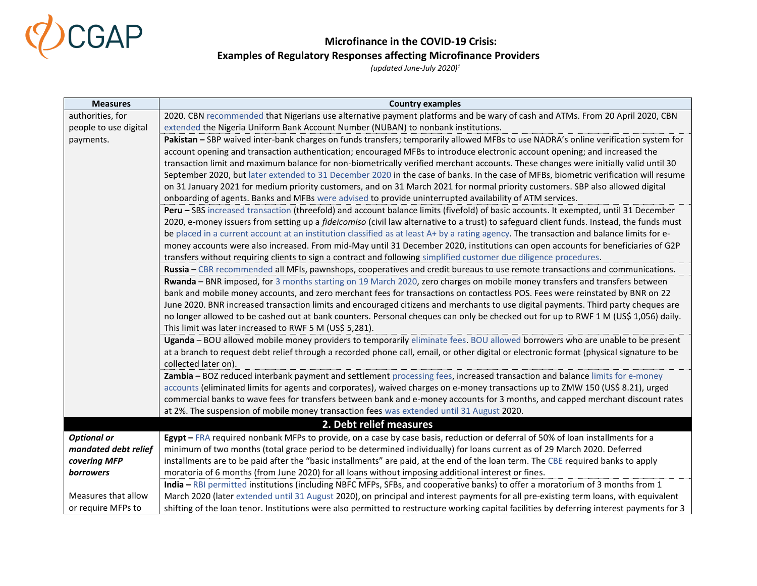# Microfinance in the COVID-19 Crisis:
## Examples of Regulatory Responses affecting Microfinance Providers
*(updated June-July 2020)*[1]

| Measures | Country examples |
|---|---|
| authorities, for people to use digital payments. | 2020. CBN recommended that Nigerians use alternative payment platforms and be wary of cash and ATMs. From 20 April 2020, CBN extended the Nigeria Uniform Bank Account Number (NUBAN) to nonbank institutions. |
| | **Pakistan –** SBP waived inter-bank charges on funds transfers; temporarily allowed MFBs to use NADRA's online verification system for account opening and transaction authentication; encouraged MFBs to introduce electronic account opening; and increased the transaction limit and maximum balance for non-biometrically verified merchant accounts. These changes were initially valid until 30 September 2020, but later extended to 31 December 2020 in the case of banks. In the case of MFBs, biometric verification will resume on 31 January 2021 for medium priority customers, and on 31 March 2021 for normal priority customers. SBP also allowed digital onboarding of agents. Banks and MFBs were advised to provide uninterrupted availability of ATM services. |
| | **Peru –** SBS increased transaction (threefold) and account balance limits (fivefold) of basic accounts. It exempted, until 31 December 2020, e-money issuers from setting up a *fideicomiso* (civil law alternative to a trust) to safeguard client funds. Instead, the funds must be placed in a current account at an institution classified as at least A+ by a rating agency. The transaction and balance limits for e-money accounts were also increased. From mid-May until 31 December 2020, institutions can open accounts for beneficiaries of G2P transfers without requiring clients to sign a contract and following simplified customer due diligence procedures. |
| | **Russia** – CBR recommended all MFIs, pawnshops, cooperatives and credit bureaus to use remote transactions and communications. |
| | **Rwanda** – BNR imposed, for 3 months starting on 19 March 2020, zero charges on mobile money transfers and transfers between bank and mobile money accounts, and zero merchant fees for transactions on contactless POS. Fees were reinstated by BNR on 22 June 2020. BNR increased transaction limits and encouraged citizens and merchants to use digital payments. Third party cheques are no longer allowed to be cashed out at bank counters. Personal cheques can only be checked out for up to RWF 1 M (US$ 1,056) daily. This limit was later increased to RWF 5 M (US$ 5,281). |
| | **Uganda** – BOU allowed mobile money providers to temporarily eliminate fees. BOU allowed borrowers who are unable to be present at a branch to request debt relief through a recorded phone call, email, or other digital or electronic format (physical signature to be collected later on). |
| | **Zambia –** BOZ reduced interbank payment and settlement processing fees, increased transaction and balance limits for e-money accounts (eliminated limits for agents and corporates), waived charges on e-money transactions up to ZMW 150 (US$ 8.21), urged commercial banks to wave fees for transfers between bank and e-money accounts for 3 months, and capped merchant discount rates at 2%. The suspension of mobile money transaction fees was extended until 31 August 2020. |
| **2. Debt relief measures** | |
| ***Optional or mandated debt relief covering MFP borrowers*** | **Egypt –** FRA required nonbank MFPs to provide, on a case by case basis, reduction or deferral of 50% of loan installments for a minimum of two months (total grace period to be determined individually) for loans current as of 29 March 2020. Deferred installments are to be paid after the "basic installments" are paid, at the end of the loan term. The CBE required banks to apply moratoria of 6 months (from June 2020) for all loans without imposing additional interest or fines. |
| Measures that allow or require MFPs to | **India –** RBI permitted institutions (including NBFC MFPs, SFBs, and cooperative banks) to offer a moratorium of 3 months from 1 March 2020 (later extended until 31 August 2020), on principal and interest payments for all pre-existing term loans, with equivalent shifting of the loan tenor. Institutions were also permitted to restructure working capital facilities by deferring interest payments for 3 |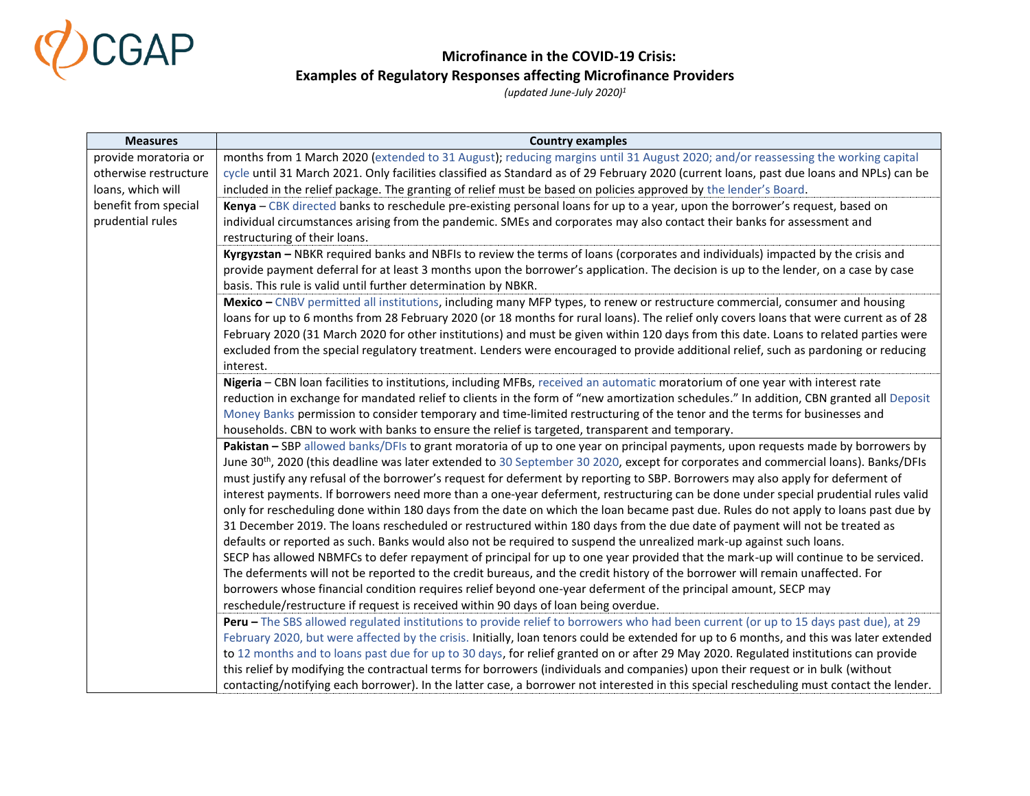# Microfinance in the COVID-19 Crisis:

## Examples of Regulatory Responses affecting Microfinance Providers

*(updated June-July 2020)*[1]

| Measures | Country examples |
|---|---|
| provide moratoria or otherwise restructure loans, which will benefit from special prudential rules | months from 1 March 2020 (extended to 31 August); reducing margins until 31 August 2020; and/or reassessing the working capital cycle until 31 March 2021. Only facilities classified as Standard as of 29 February 2020 (current loans, past due loans and NPLs) can be included in the relief package. The granting of relief must be based on policies approved by the lender's Board. |
| | **Kenya** – CBK directed banks to reschedule pre-existing personal loans for up to a year, upon the borrower's request, based on individual circumstances arising from the pandemic. SMEs and corporates may also contact their banks for assessment and restructuring of their loans. |
| | **Kyrgyzstan –** NBKR required banks and NBFIs to review the terms of loans (corporates and individuals) impacted by the crisis and provide payment deferral for at least 3 months upon the borrower's application. The decision is up to the lender, on a case by case basis. This rule is valid until further determination by NBKR. |
| | **Mexico –** CNBV permitted all institutions, including many MFP types, to renew or restructure commercial, consumer and housing loans for up to 6 months from 28 February 2020 (or 18 months for rural loans). The relief only covers loans that were current as of 28 February 2020 (31 March 2020 for other institutions) and must be given within 120 days from this date. Loans to related parties were excluded from the special regulatory treatment. Lenders were encouraged to provide additional relief, such as pardoning or reducing interest. |
| | **Nigeria** – CBN loan facilities to institutions, including MFBs, received an automatic moratorium of one year with interest rate reduction in exchange for mandated relief to clients in the form of "new amortization schedules." In addition, CBN granted all Deposit Money Banks permission to consider temporary and time-limited restructuring of the tenor and the terms for businesses and households. CBN to work with banks to ensure the relief is targeted, transparent and temporary. |
| | **Pakistan –** SBP allowed banks/DFIs to grant moratoria of up to one year on principal payments, upon requests made by borrowers by June 30th, 2020 (this deadline was later extended to 30 September 30 2020, except for corporates and commercial loans). Banks/DFIs must justify any refusal of the borrower's request for deferment by reporting to SBP. Borrowers may also apply for deferment of interest payments. If borrowers need more than a one-year deferment, restructuring can be done under special prudential rules valid only for rescheduling done within 180 days from the date on which the loan became past due. Rules do not apply to loans past due by 31 December 2019. The loans rescheduled or restructured within 180 days from the due date of payment will not be treated as defaults or reported as such. Banks would also not be required to suspend the unrealized mark-up against such loans. SECP has allowed NBMFCs to defer repayment of principal for up to one year provided that the mark-up will continue to be serviced. The deferments will not be reported to the credit bureaus, and the credit history of the borrower will remain unaffected. For borrowers whose financial condition requires relief beyond one-year deferment of the principal amount, SECP may reschedule/restructure if request is received within 90 days of loan being overdue. |
| | **Peru –** The SBS allowed regulated institutions to provide relief to borrowers who had been current (or up to 15 days past due), at 29 February 2020, but were affected by the crisis. Initially, loan tenors could be extended for up to 6 months, and this was later extended to 12 months and to loans past due for up to 30 days, for relief granted on or after 29 May 2020. Regulated institutions can provide this relief by modifying the contractual terms for borrowers (individuals and companies) upon their request or in bulk (without contacting/notifying each borrower). In the latter case, a borrower not interested in this special rescheduling must contact the lender. |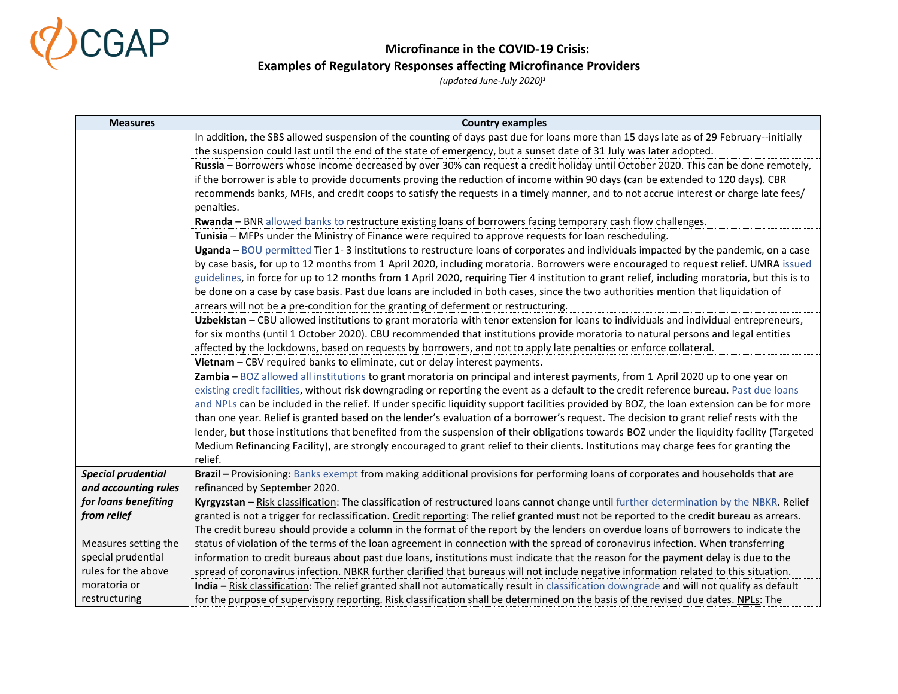# Microfinance in the COVID-19 Crisis: Examples of Regulatory Responses affecting Microfinance Providers

*(updated June-July 2020)*[1]

| Measures | Country examples |
| --- | --- |
| | In addition, the SBS allowed suspension of the counting of days past due for loans more than 15 days late as of 29 February--initially the suspension could last until the end of the state of emergency, but a sunset date of 31 July was later adopted. |
| | **Russia** – Borrowers whose income decreased by over 30% can request a credit holiday until October 2020. This can be done remotely, if the borrower is able to provide documents proving the reduction of income within 90 days (can be extended to 120 days). CBR recommends banks, MFIs, and credit coops to satisfy the requests in a timely manner, and to not accrue interest or charge late fees/ penalties. |
| | **Rwanda** – BNR allowed banks to restructure existing loans of borrowers facing temporary cash flow challenges. |
| | **Tunisia** – MFPs under the Ministry of Finance were required to approve requests for loan rescheduling. |
| | **Uganda** – BOU permitted Tier 1- 3 institutions to restructure loans of corporates and individuals impacted by the pandemic, on a case by case basis, for up to 12 months from 1 April 2020, including moratoria. Borrowers were encouraged to request relief. UMRA issued guidelines, in force for up to 12 months from 1 April 2020, requiring Tier 4 institution to grant relief, including moratoria, but this is to be done on a case by case basis. Past due loans are included in both cases, since the two authorities mention that liquidation of arrears will not be a pre-condition for the granting of deferment or restructuring. |
| | **Uzbekistan** – CBU allowed institutions to grant moratoria with tenor extension for loans to individuals and individual entrepreneurs, for six months (until 1 October 2020). CBU recommended that institutions provide moratoria to natural persons and legal entities affected by the lockdowns, based on requests by borrowers, and not to apply late penalties or enforce collateral. |
| | **Vietnam** – CBV required banks to eliminate, cut or delay interest payments. |
| | **Zambia** – BOZ allowed all institutions to grant moratoria on principal and interest payments, from 1 April 2020 up to one year on existing credit facilities, without risk downgrading or reporting the event as a default to the credit reference bureau. Past due loans and NPLs can be included in the relief. If under specific liquidity support facilities provided by BOZ, the loan extension can be for more than one year. Relief is granted based on the lender's evaluation of a borrower's request. The decision to grant relief rests with the lender, but those institutions that benefited from the suspension of their obligations towards BOZ under the liquidity facility (Targeted Medium Refinancing Facility), are strongly encouraged to grant relief to their clients. Institutions may charge fees for granting the relief. |
| ***Special prudential and accounting rules for loans benefiting from relief*** <br><br> Measures setting the special prudential rules for the above moratoria or restructuring | **Brazil –** Provisioning: Banks exempt from making additional provisions for performing loans of corporates and households that are refinanced by September 2020. |
| | **Kyrgyzstan –** Risk classification: The classification of restructured loans cannot change until further determination by the NBKR. Relief granted is not a trigger for reclassification. Credit reporting: The relief granted must not be reported to the credit bureau as arrears. The credit bureau should provide a column in the format of the report by the lenders on overdue loans of borrowers to indicate the status of violation of the terms of the loan agreement in connection with the spread of coronavirus infection. When transferring information to credit bureaus about past due loans, institutions must indicate that the reason for the payment delay is due to the spread of coronavirus infection. NBKR further clarified that bureaus will not include negative information related to this situation. |
| | **India –** Risk classification: The relief granted shall not automatically result in classification downgrade and will not qualify as default for the purpose of supervisory reporting. Risk classification shall be determined on the basis of the revised due dates. NPLs: The |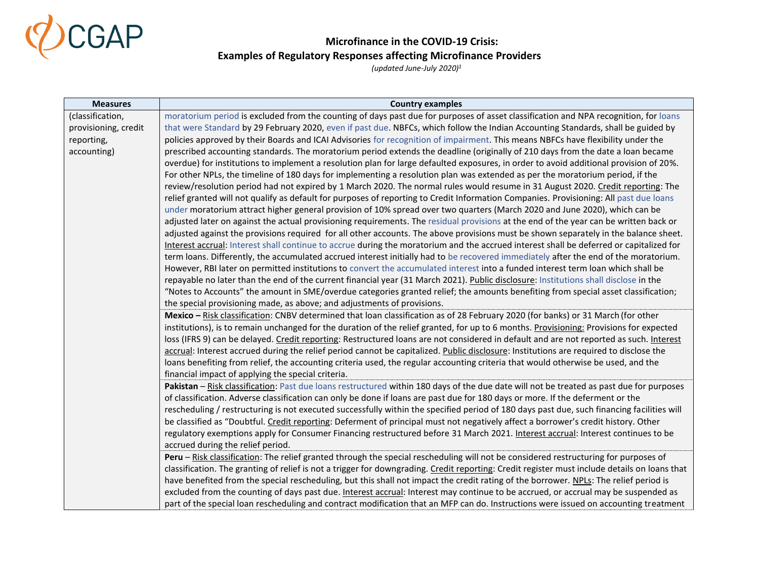**Microfinance in the COVID-19 Crisis:**
**Examples of Regulatory Responses affecting Microfinance Providers**
*(updated June-July 2020)[1]*

| Measures | Country examples |
|---|---|
| (classification, provisioning, credit reporting, accounting) | moratorium period is excluded from the counting of days past due for purposes of asset classification and NPA recognition, for loans that were Standard by 29 February 2020, even if past due. NBFCs, which follow the Indian Accounting Standards, shall be guided by policies approved by their Boards and ICAI Advisories for recognition of impairment. This means NBFCs have flexibility under the prescribed accounting standards. The moratorium period extends the deadline (originally of 210 days from the date a loan became overdue) for institutions to implement a resolution plan for large defaulted exposures, in order to avoid additional provision of 20%. For other NPLs, the timeline of 180 days for implementing a resolution plan was extended as per the moratorium period, if the review/resolution period had not expired by 1 March 2020. The normal rules would resume in 31 August 2020. Credit reporting: The relief granted will not qualify as default for purposes of reporting to Credit Information Companies. Provisioning: All past due loans under moratorium attract higher general provision of 10% spread over two quarters (March 2020 and June 2020), which can be adjusted later on against the actual provisioning requirements. The residual provisions at the end of the year can be written back or adjusted against the provisions required for all other accounts. The above provisions must be shown separately in the balance sheet. Interest accrual: Interest shall continue to accrue during the moratorium and the accrued interest shall be deferred or capitalized for term loans. Differently, the accumulated accrued interest initially had to be recovered immediately after the end of the moratorium. However, RBI later on permitted institutions to convert the accumulated interest into a funded interest term loan which shall be repayable no later than the end of the current financial year (31 March 2021). Public disclosure: Institutions shall disclose in the "Notes to Accounts" the amount in SME/overdue categories granted relief; the amounts benefiting from special asset classification; the special provisioning made, as above; and adjustments of provisions. |
| | **Mexico –** Risk classification: CNBV determined that loan classification as of 28 February 2020 (for banks) or 31 March (for other institutions), is to remain unchanged for the duration of the relief granted, for up to 6 months. Provisioning: Provisions for expected loss (IFRS 9) can be delayed. Credit reporting: Restructured loans are not considered in default and are not reported as such. Interest accrual: Interest accrued during the relief period cannot be capitalized. Public disclosure: Institutions are required to disclose the loans benefiting from relief, the accounting criteria used, the regular accounting criteria that would otherwise be used, and the financial impact of applying the special criteria. |
| | **Pakistan** – Risk classification: Past due loans restructured within 180 days of the due date will not be treated as past due for purposes of classification. Adverse classification can only be done if loans are past due for 180 days or more. If the deferment or the rescheduling / restructuring is not executed successfully within the specified period of 180 days past due, such financing facilities will be classified as "Doubtful. Credit reporting: Deferment of principal must not negatively affect a borrower's credit history. Other regulatory exemptions apply for Consumer Financing restructured before 31 March 2021. Interest accrual: Interest continues to be accrued during the relief period. |
| | **Peru** – Risk classification: The relief granted through the special rescheduling will not be considered restructuring for purposes of classification. The granting of relief is not a trigger for downgrading. Credit reporting: Credit register must include details on loans that have benefited from the special rescheduling, but this shall not impact the credit rating of the borrower. NPLs: The relief period is excluded from the counting of days past due. Interest accrual: Interest may continue to be accrued, or accrual may be suspended as part of the special loan rescheduling and contract modification that an MFP can do. Instructions were issued on accounting treatment |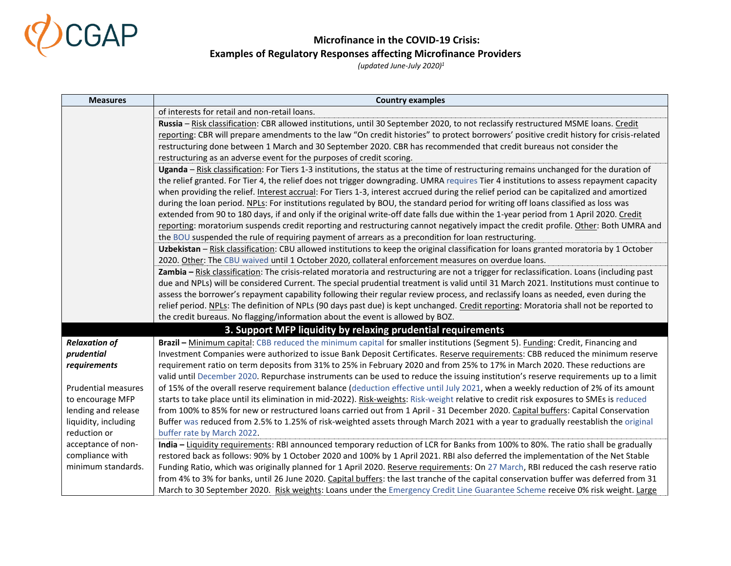**Microfinance in the COVID-19 Crisis:**
**Examples of Regulatory Responses affecting Microfinance Providers**
*(updated June-July 2020)*[1]

| Measures | Country examples |
|---|---|
| | of interests for retail and non-retail loans. |
| | **Russia** – Risk classification: CBR allowed institutions, until 30 September 2020, to not reclassify restructured MSME loans. Credit reporting: CBR will prepare amendments to the law "On credit histories" to protect borrowers' positive credit history for crisis-related restructuring done between 1 March and 30 September 2020. CBR has recommended that credit bureaus not consider the restructuring as an adverse event for the purposes of credit scoring. |
| | **Uganda** – Risk classification: For Tiers 1-3 institutions, the status at the time of restructuring remains unchanged for the duration of the relief granted. For Tier 4, the relief does not trigger downgrading. UMRA requires Tier 4 institutions to assess repayment capacity when providing the relief. Interest accrual: For Tiers 1-3, interest accrued during the relief period can be capitalized and amortized during the loan period. NPLs: For institutions regulated by BOU, the standard period for writing off loans classified as loss was extended from 90 to 180 days, if and only if the original write-off date falls due within the 1-year period from 1 April 2020. Credit reporting: moratorium suspends credit reporting and restructuring cannot negatively impact the credit profile. Other: Both UMRA and the BOU suspended the rule of requiring payment of arrears as a precondition for loan restructuring. |
| | **Uzbekistan** – Risk classification: CBU allowed institutions to keep the original classification for loans granted moratoria by 1 October 2020. Other: The CBU waived until 1 October 2020, collateral enforcement measures on overdue loans. |
| | **Zambia –** Risk classification: The crisis-related moratoria and restructuring are not a trigger for reclassification. Loans (including past due and NPLs) will be considered Current. The special prudential treatment is valid until 31 March 2021. Institutions must continue to assess the borrower's repayment capability following their regular review process, and reclassify loans as needed, even during the relief period. NPLs: The definition of NPLs (90 days past due) is kept unchanged. Credit reporting: Moratoria shall not be reported to the credit bureau. No flagging/information about the event is allowed by BOZ. |
| **3. Support MFP liquidity by relaxing prudential requirements** | |
| ***Relaxation of prudential requirements***<br><br>Prudential measures to encourage MFP lending and release liquidity, including reduction or acceptance of non-compliance with minimum standards. | **Brazil –** Minimum capital: CBB reduced the minimum capital for smaller institutions (Segment 5). Funding: Credit, Financing and Investment Companies were authorized to issue Bank Deposit Certificates. Reserve requirements: CBB reduced the minimum reserve requirement ratio on term deposits from 31% to 25% in February 2020 and from 25% to 17% in March 2020. These reductions are valid until December 2020. Repurchase instruments can be used to reduce the issuing institution's reserve requirements up to a limit of 15% of the overall reserve requirement balance (deduction effective until July 2021, when a weekly reduction of 2% of its amount starts to take place until its elimination in mid-2022). Risk-weights: Risk-weight relative to credit risk exposures to SMEs is reduced from 100% to 85% for new or restructured loans carried out from 1 April - 31 December 2020. Capital buffers: Capital Conservation Buffer was reduced from 2.5% to 1.25% of risk-weighted assets through March 2021 with a year to gradually reestablish the original buffer rate by March 2022. |
| | **India –** Liquidity requirements: RBI announced temporary reduction of LCR for Banks from 100% to 80%. The ratio shall be gradually restored back as follows: 90% by 1 October 2020 and 100% by 1 April 2021. RBI also deferred the implementation of the Net Stable Funding Ratio, which was originally planned for 1 April 2020. Reserve requirements: On 27 March, RBI reduced the cash reserve ratio from 4% to 3% for banks, until 26 June 2020. Capital buffers: the last tranche of the capital conservation buffer was deferred from 31 March to 30 September 2020. Risk weights: Loans under the Emergency Credit Line Guarantee Scheme receive 0% risk weight. Large |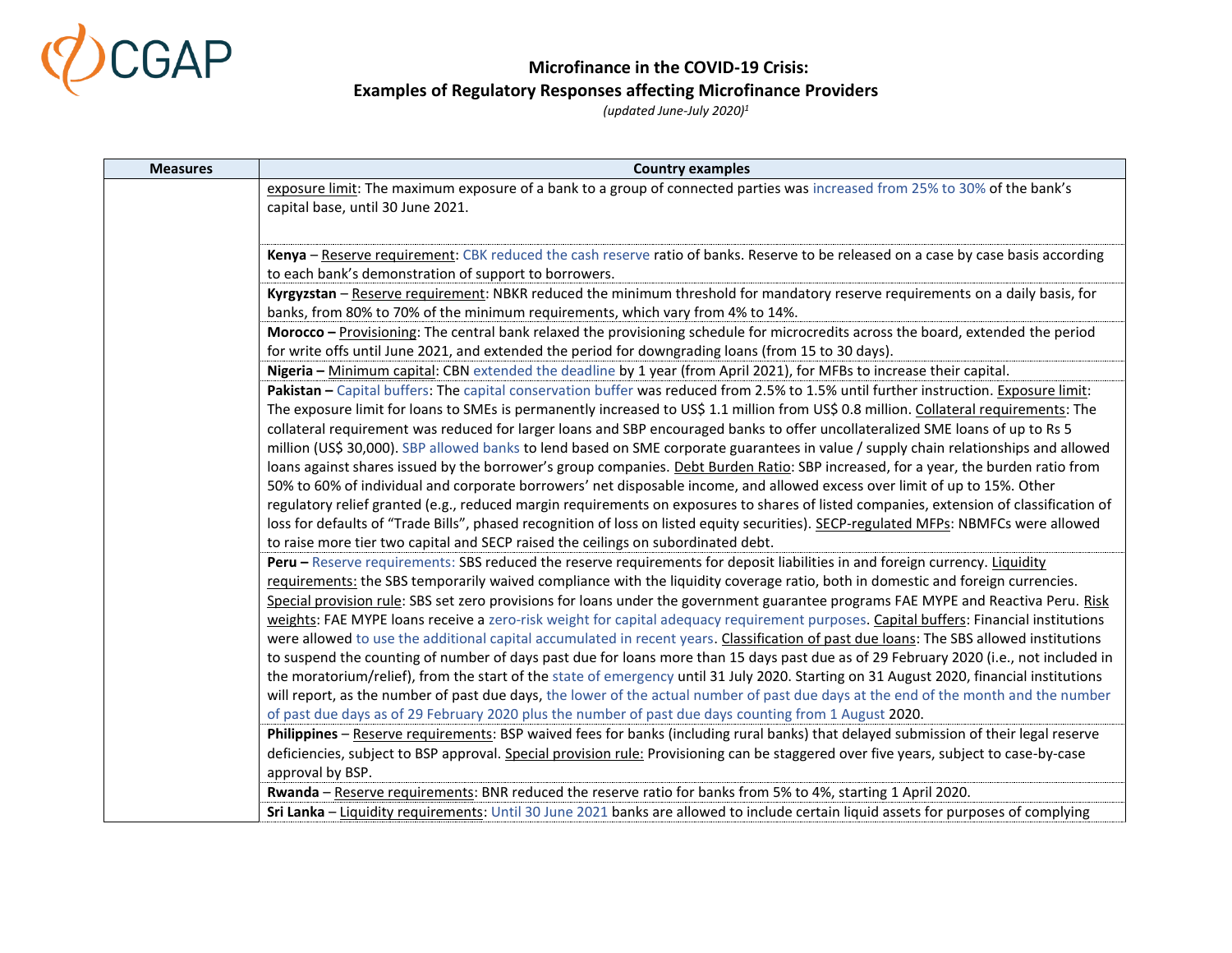**Microfinance in the COVID-19 Crisis:**
**Examples of Regulatory Responses affecting Microfinance Providers**
*(updated June-July 2020)*[1]

| Measures | Country examples |
|---|---|
| | exposure limit: The maximum exposure of a bank to a group of connected parties was increased from 25% to 30% of the bank's capital base, until 30 June 2021. |
| | **Kenya** – Reserve requirement: CBK reduced the cash reserve ratio of banks. Reserve to be released on a case by case basis according to each bank's demonstration of support to borrowers. |
| | **Kyrgyzstan** – Reserve requirement: NBKR reduced the minimum threshold for mandatory reserve requirements on a daily basis, for banks, from 80% to 70% of the minimum requirements, which vary from 4% to 14%. |
| | **Morocco –** Provisioning: The central bank relaxed the provisioning schedule for microcredits across the board, extended the period for write offs until June 2021, and extended the period for downgrading loans (from 15 to 30 days). |
| | **Nigeria –** Minimum capital: CBN extended the deadline by 1 year (from April 2021), for MFBs to increase their capital. |
| | **Pakistan –** Capital buffers: The capital conservation buffer was reduced from 2.5% to 1.5% until further instruction. Exposure limit: The exposure limit for loans to SMEs is permanently increased to US$ 1.1 million from US$ 0.8 million. Collateral requirements: The collateral requirement was reduced for larger loans and SBP encouraged banks to offer uncollateralized SME loans of up to Rs 5 million (US$ 30,000). SBP allowed banks to lend based on SME corporate guarantees in value / supply chain relationships and allowed loans against shares issued by the borrower's group companies. Debt Burden Ratio: SBP increased, for a year, the burden ratio from 50% to 60% of individual and corporate borrowers' net disposable income, and allowed excess over limit of up to 15%. Other regulatory relief granted (e.g., reduced margin requirements on exposures to shares of listed companies, extension of classification of loss for defaults of "Trade Bills", phased recognition of loss on listed equity securities). SECP-regulated MFPs: NBMFCs were allowed to raise more tier two capital and SECP raised the ceilings on subordinated debt. |
| | **Peru –** Reserve requirements: SBS reduced the reserve requirements for deposit liabilities in and foreign currency. Liquidity requirements: the SBS temporarily waived compliance with the liquidity coverage ratio, both in domestic and foreign currencies. Special provision rule: SBS set zero provisions for loans under the government guarantee programs FAE MYPE and Reactiva Peru. Risk weights: FAE MYPE loans receive a zero-risk weight for capital adequacy requirement purposes. Capital buffers: Financial institutions were allowed to use the additional capital accumulated in recent years. Classification of past due loans: The SBS allowed institutions to suspend the counting of number of days past due for loans more than 15 days past due as of 29 February 2020 (i.e., not included in the moratorium/relief), from the start of the state of emergency until 31 July 2020. Starting on 31 August 2020, financial institutions will report, as the number of past due days, the lower of the actual number of past due days at the end of the month and the number of past due days as of 29 February 2020 plus the number of past due days counting from 1 August 2020. |
| | **Philippines** – Reserve requirements: BSP waived fees for banks (including rural banks) that delayed submission of their legal reserve deficiencies, subject to BSP approval. Special provision rule: Provisioning can be staggered over five years, subject to case-by-case approval by BSP. |
| | **Rwanda** – Reserve requirements: BNR reduced the reserve ratio for banks from 5% to 4%, starting 1 April 2020. |
| | **Sri Lanka** – Liquidity requirements: Until 30 June 2021 banks are allowed to include certain liquid assets for purposes of complying |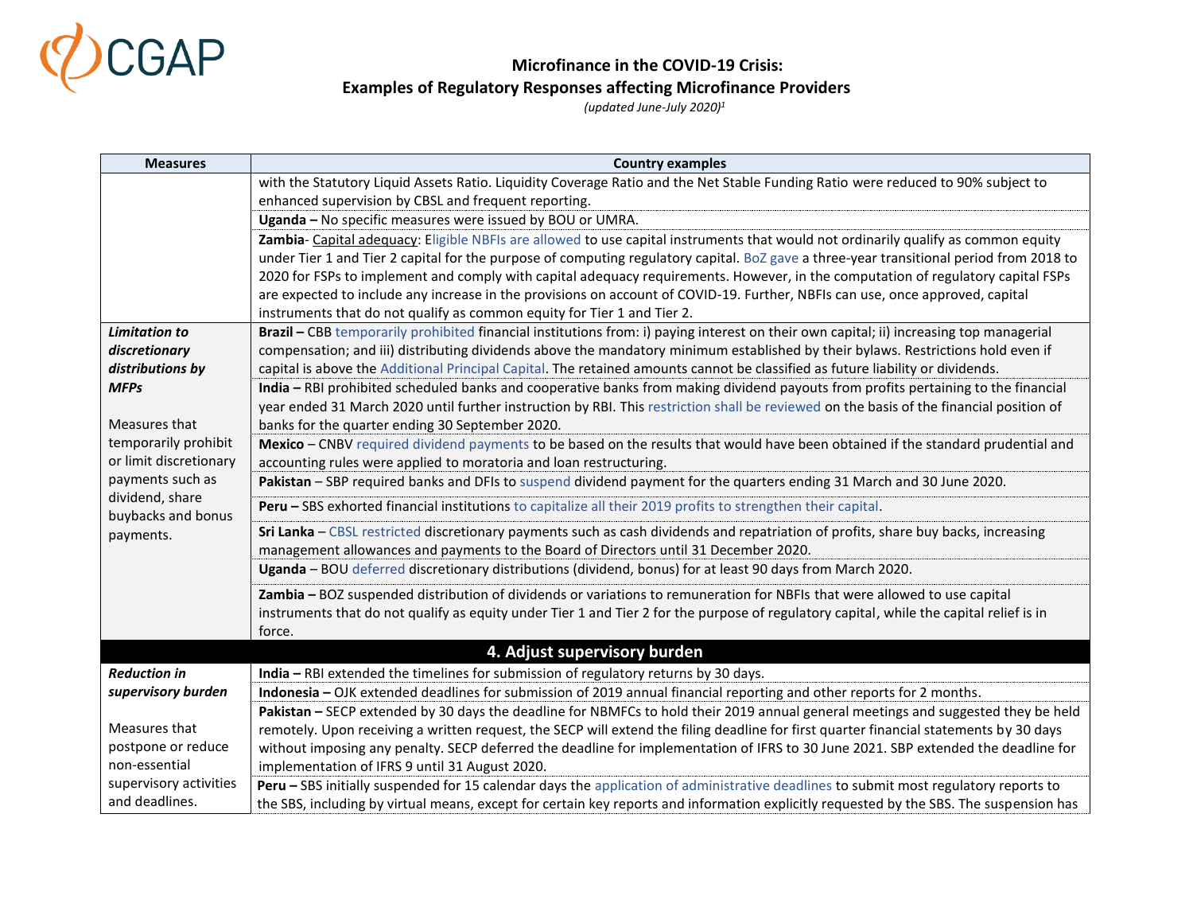| Measures | Country examples |
|---|---|
| | with the Statutory Liquid Assets Ratio. Liquidity Coverage Ratio and the Net Stable Funding Ratio were reduced to 90% subject to enhanced supervision by CBSL and frequent reporting. |
| | **Uganda –** No specific measures were issued by BOU or UMRA. |
| | **Zambia**- Capital adequacy: Eligible NBFIs are allowed to use capital instruments that would not ordinarily qualify as common equity under Tier 1 and Tier 2 capital for the purpose of computing regulatory capital. BoZ gave a three-year transitional period from 2018 to 2020 for FSPs to implement and comply with capital adequacy requirements. However, in the computation of regulatory capital FSPs are expected to include any increase in the provisions on account of COVID-19. Further, NBFIs can use, once approved, capital instruments that do not qualify as common equity for Tier 1 and Tier 2. |
| ***Limitation to discretionary distributions by MFPs*** <br><br> Measures that temporarily prohibit or limit discretionary payments such as dividend, share buybacks and bonus payments. | **Brazil –** CBB temporarily prohibited financial institutions from: i) paying interest on their own capital; ii) increasing top managerial compensation; and iii) distributing dividends above the mandatory minimum established by their bylaws. Restrictions hold even if capital is above the Additional Principal Capital. The retained amounts cannot be classified as future liability or dividends. |
| | **India –** RBI prohibited scheduled banks and cooperative banks from making dividend payouts from profits pertaining to the financial year ended 31 March 2020 until further instruction by RBI. This restriction shall be reviewed on the basis of the financial position of banks for the quarter ending 30 September 2020. |
| | **Mexico** – CNBV required dividend payments to be based on the results that would have been obtained if the standard prudential and accounting rules were applied to moratoria and loan restructuring. |
| | **Pakistan** – SBP required banks and DFIs to suspend dividend payment for the quarters ending 31 March and 30 June 2020. |
| | **Peru –** SBS exhorted financial institutions to capitalize all their 2019 profits to strengthen their capital. |
| | **Sri Lanka** – CBSL restricted discretionary payments such as cash dividends and repatriation of profits, share buy backs, increasing management allowances and payments to the Board of Directors until 31 December 2020. |
| | **Uganda** – BOU deferred discretionary distributions (dividend, bonus) for at least 90 days from March 2020. |
| | **Zambia –** BOZ suspended distribution of dividends or variations to remuneration for NBFIs that were allowed to use capital instruments that do not qualify as equity under Tier 1 and Tier 2 for the purpose of regulatory capital, while the capital relief is in force. |
| **4. Adjust supervisory burden** | |
| ***Reduction in supervisory burden*** <br><br> Measures that postpone or reduce non-essential supervisory activities and deadlines. | **India –** RBI extended the timelines for submission of regulatory returns by 30 days. |
| | **Indonesia –** OJK extended deadlines for submission of 2019 annual financial reporting and other reports for 2 months. |
| | **Pakistan –** SECP extended by 30 days the deadline for NBMFCs to hold their 2019 annual general meetings and suggested they be held remotely. Upon receiving a written request, the SECP will extend the filing deadline for first quarter financial statements by 30 days without imposing any penalty. SECP deferred the deadline for implementation of IFRS to 30 June 2021. SBP extended the deadline for implementation of IFRS 9 until 31 August 2020. |
| | **Peru –** SBS initially suspended for 15 calendar days the application of administrative deadlines to submit most regulatory reports to the SBS, including by virtual means, except for certain key reports and information explicitly requested by the SBS. The suspension has |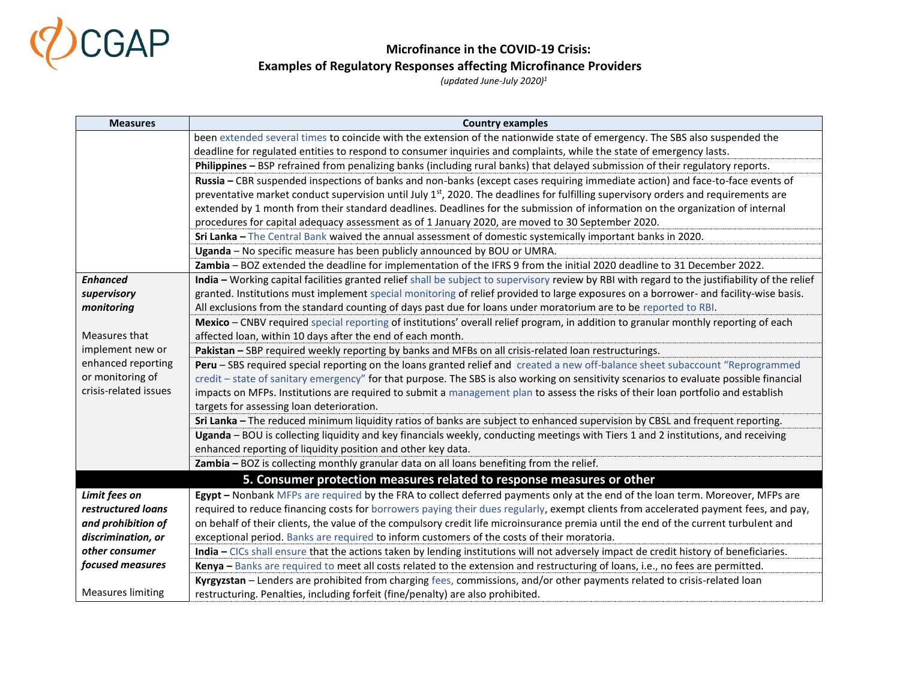# Microfinance in the COVID-19 Crisis:
## Examples of Regulatory Responses affecting Microfinance Providers

*(updated June-July 2020)*[1]

| Measures | Country examples |
|---|---|
| | been extended several times to coincide with the extension of the nationwide state of emergency. The SBS also suspended the deadline for regulated entities to respond to consumer inquiries and complaints, while the state of emergency lasts. |
| | **Philippines –** BSP refrained from penalizing banks (including rural banks) that delayed submission of their regulatory reports. |
| | **Russia –** CBR suspended inspections of banks and non-banks (except cases requiring immediate action) and face-to-face events of preventative market conduct supervision until July 1st, 2020. The deadlines for fulfilling supervisory orders and requirements are extended by 1 month from their standard deadlines. Deadlines for the submission of information on the organization of internal procedures for capital adequacy assessment as of 1 January 2020, are moved to 30 September 2020. |
| | **Sri Lanka –** The Central Bank waived the annual assessment of domestic systemically important banks in 2020. |
| | **Uganda** – No specific measure has been publicly announced by BOU or UMRA. |
| | **Zambia** – BOZ extended the deadline for implementation of the IFRS 9 from the initial 2020 deadline to 31 December 2022. |
| ***Enhanced supervisory monitoring*** <br><br> Measures that implement new or enhanced reporting or monitoring of crisis-related issues | **India –** Working capital facilities granted relief shall be subject to supervisory review by RBI with regard to the justifiability of the relief granted. Institutions must implement special monitoring of relief provided to large exposures on a borrower- and facility-wise basis. All exclusions from the standard counting of days past due for loans under moratorium are to be reported to RBI. |
| | **Mexico** – CNBV required special reporting of institutions' overall relief program, in addition to granular monthly reporting of each affected loan, within 10 days after the end of each month. |
| | **Pakistan –** SBP required weekly reporting by banks and MFBs on all crisis-related loan restructurings. |
| | **Peru** – SBS required special reporting on the loans granted relief and created a new off-balance sheet subaccount "Reprogrammed credit – state of sanitary emergency" for that purpose. The SBS is also working on sensitivity scenarios to evaluate possible financial impacts on MFPs. Institutions are required to submit a management plan to assess the risks of their loan portfolio and establish targets for assessing loan deterioration. |
| | **Sri Lanka –** The reduced minimum liquidity ratios of banks are subject to enhanced supervision by CBSL and frequent reporting. |
| | **Uganda** – BOU is collecting liquidity and key financials weekly, conducting meetings with Tiers 1 and 2 institutions, and receiving enhanced reporting of liquidity position and other key data. |
| | **Zambia –** BOZ is collecting monthly granular data on all loans benefiting from the relief. |
| **5. Consumer protection measures related to response measures or other** | |
| ***Limit fees on restructured loans and prohibition of discrimination, or other consumer focused measures*** <br><br> Measures limiting | **Egypt –** Nonbank MFPs are required by the FRA to collect deferred payments only at the end of the loan term. Moreover, MFPs are required to reduce financing costs for borrowers paying their dues regularly, exempt clients from accelerated payment fees, and pay, on behalf of their clients, the value of the compulsory credit life microinsurance premia until the end of the current turbulent and exceptional period. Banks are required to inform customers of the costs of their moratoria. |
| | **India –** CICs shall ensure that the actions taken by lending institutions will not adversely impact de credit history of beneficiaries. |
| | **Kenya –** Banks are required to meet all costs related to the extension and restructuring of loans, i.e., no fees are permitted. |
| | **Kyrgyzstan** – Lenders are prohibited from charging fees, commissions, and/or other payments related to crisis-related loan restructuring. Penalties, including forfeit (fine/penalty) are also prohibited. |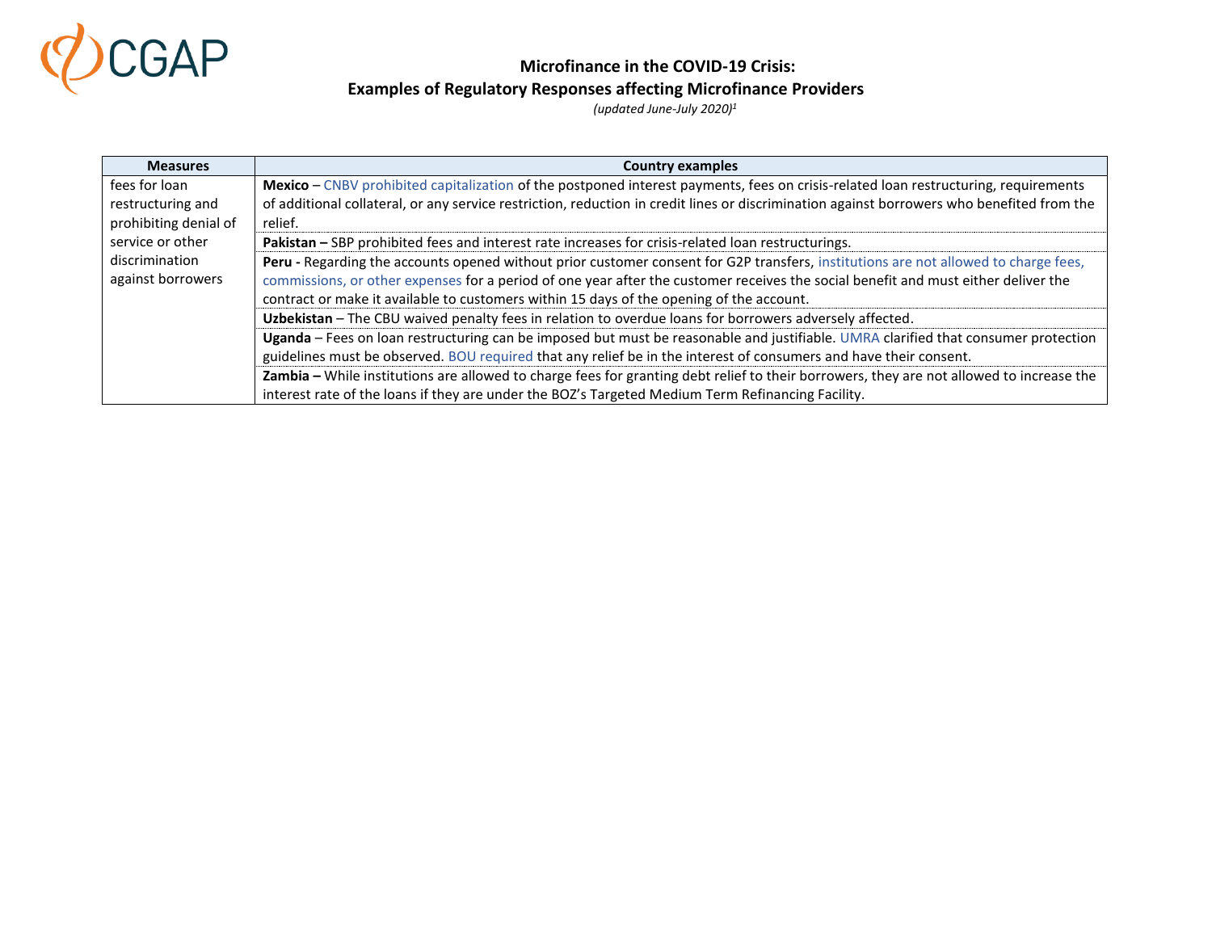**Microfinance in the COVID-19 Crisis:**
**Examples of Regulatory Responses affecting Microfinance Providers**
*(updated June-July 2020)[1]*

| Measures | Country examples |
|---|---|
| fees for loan restructuring and prohibiting denial of service or other discrimination against borrowers | **Mexico** – CNBV prohibited capitalization of the postponed interest payments, fees on crisis-related loan restructuring, requirements of additional collateral, or any service restriction, reduction in credit lines or discrimination against borrowers who benefited from the relief. |
| | **Pakistan –** SBP prohibited fees and interest rate increases for crisis-related loan restructurings. |
| | **Peru -** Regarding the accounts opened without prior customer consent for G2P transfers, institutions are not allowed to charge fees, commissions, or other expenses for a period of one year after the customer receives the social benefit and must either deliver the contract or make it available to customers within 15 days of the opening of the account. |
| | **Uzbekistan** – The CBU waived penalty fees in relation to overdue loans for borrowers adversely affected. |
| | **Uganda** – Fees on loan restructuring can be imposed but must be reasonable and justifiable. UMRA clarified that consumer protection guidelines must be observed. BOU required that any relief be in the interest of consumers and have their consent. |
| | **Zambia –** While institutions are allowed to charge fees for granting debt relief to their borrowers, they are not allowed to increase the interest rate of the loans if they are under the BOZ's Targeted Medium Term Refinancing Facility. |